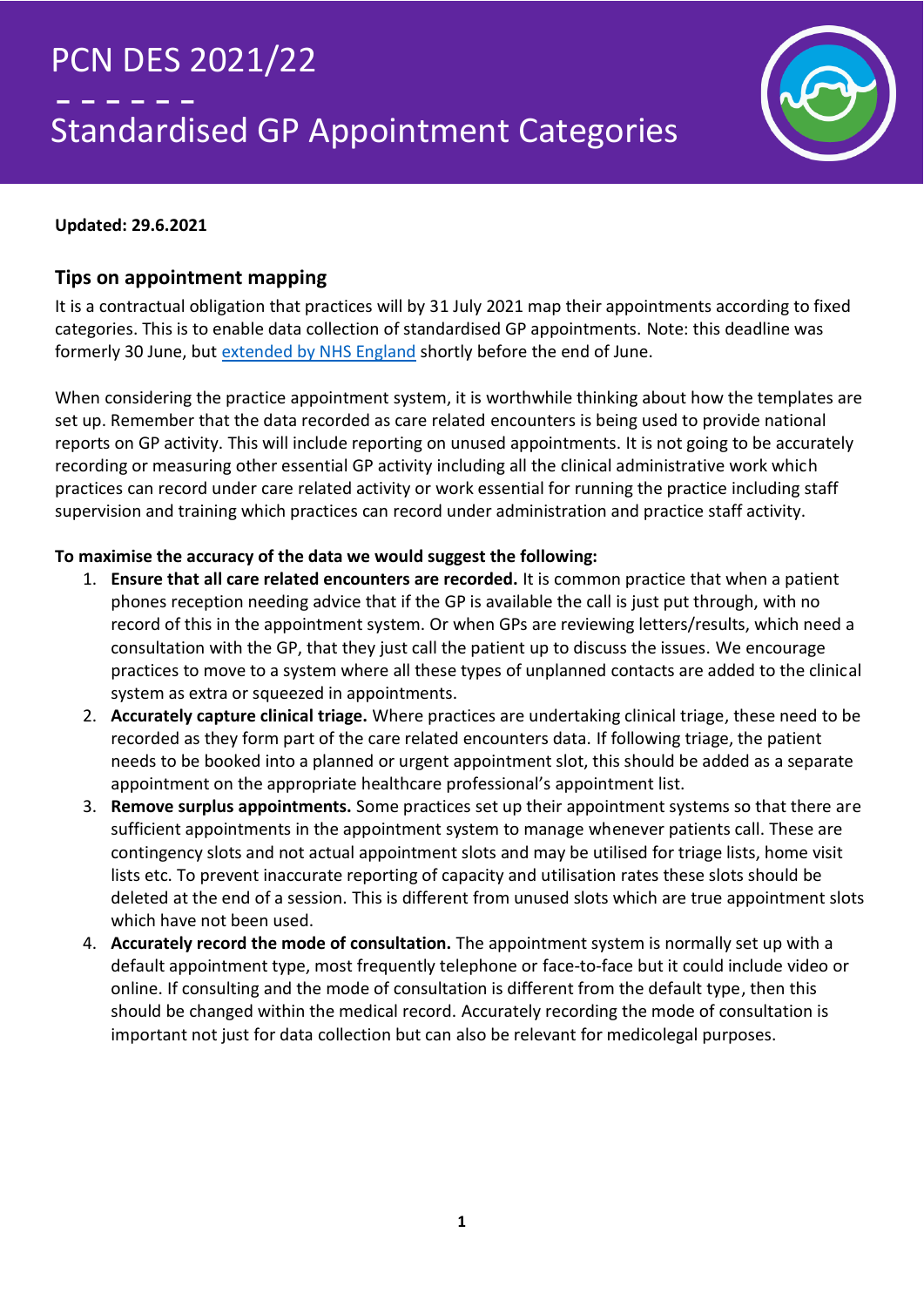# PCN DES 2021/22

## Standardised GP Appointment Categories

**Updated: 29.6.2021**

### Tips on appointment mapping

It is a contractual obligation that practices will by 31 July 2021 map their appointments according to fixed categories. This is to enable data collection of standardised GP appointments. Note: this deadline was formerly 30 June, but extended by NHS England shortly before the end of June.

When considering the practice appointment system, it is worthwhile thinking about how the templates are set up. Remember that the data recorded as care related encounters is being used to provide national reports on GP activity. This will include reporting on unused appointments. It is not going to be accurately recording or measuring other essential GP activity including all the clinical administrative work which practices can record under care related activity or work essential for running the practice including staff supervision and training which practices can record under administration and practice staff activity.

**To maximise the accuracy of the data we would suggest the following:**

1. **Ensure that all care related encounters are recorded.** It is common practice that when a patient phones reception needing advice that if the GP is available the call is just put through, with no record of this in the appointment system. Or when GPs are reviewing letters/results, which need a consultation with the GP, that they just call the patient up to discuss the issues. We encourage practices to move to a system where all these types of unplanned contacts are added to the clinical system as extra or squeezed in appointments.
2. **Accurately capture clinical triage.** Where practices are undertaking clinical triage, these need to be recorded as they form part of the care related encounters data. If following triage, the patient needs to be booked into a planned or urgent appointment slot, this should be added as a separate appointment on the appropriate healthcare professional's appointment list.
3. **Remove surplus appointments.** Some practices set up their appointment systems so that there are sufficient appointments in the appointment system to manage whenever patients call. These are contingency slots and not actual appointment slots and may be utilised for triage lists, home visit lists etc. To prevent inaccurate reporting of capacity and utilisation rates these slots should be deleted at the end of a session. This is different from unused slots which are true appointment slots which have not been used.
4. **Accurately record the mode of consultation.** The appointment system is normally set up with a default appointment type, most frequently telephone or face-to-face but it could include video or online. If consulting and the mode of consultation is different from the default type, then this should be changed within the medical record. Accurately recording the mode of consultation is important not just for data collection but can also be relevant for medicolegal purposes.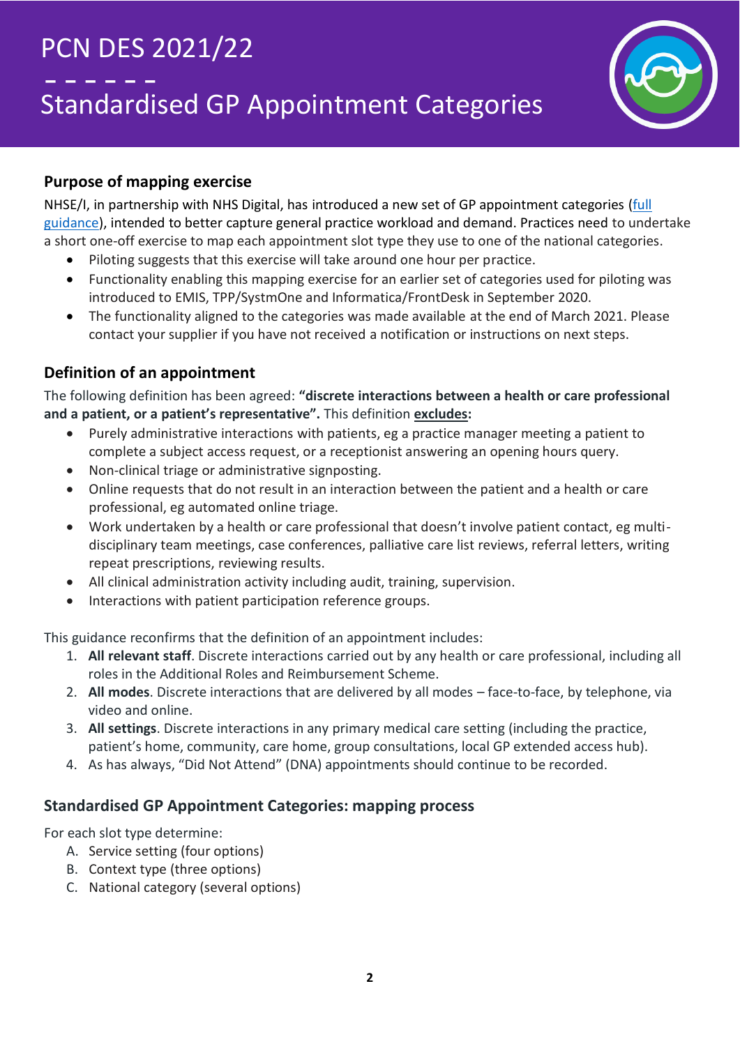# PCN DES 2021/22

# Standardised GP Appointment Categories

## Purpose of mapping exercise

NHSE/I, in partnership with NHS Digital, has introduced a new set of GP appointment categories (full guidance), intended to better capture general practice workload and demand. Practices need to undertake a short one-off exercise to map each appointment slot type they use to one of the national categories.

- Piloting suggests that this exercise will take around one hour per practice.
- Functionality enabling this mapping exercise for an earlier set of categories used for piloting was introduced to EMIS, TPP/SystmOne and Informatica/FrontDesk in September 2020.
- The functionality aligned to the categories was made available at the end of March 2021. Please contact your supplier if you have not received a notification or instructions on next steps.

## Definition of an appointment

The following definition has been agreed: **"discrete interactions between a health or care professional and a patient, or a patient's representative".** This definition **excludes:**

- Purely administrative interactions with patients, eg a practice manager meeting a patient to complete a subject access request, or a receptionist answering an opening hours query.
- Non-clinical triage or administrative signposting.
- Online requests that do not result in an interaction between the patient and a health or care professional, eg automated online triage.
- Work undertaken by a health or care professional that doesn't involve patient contact, eg multi-disciplinary team meetings, case conferences, palliative care list reviews, referral letters, writing repeat prescriptions, reviewing results.
- All clinical administration activity including audit, training, supervision.
- Interactions with patient participation reference groups.

This guidance reconfirms that the definition of an appointment includes:

1. **All relevant staff**. Discrete interactions carried out by any health or care professional, including all roles in the Additional Roles and Reimbursement Scheme.
2. **All modes**. Discrete interactions that are delivered by all modes – face-to-face, by telephone, via video and online.
3. **All settings**. Discrete interactions in any primary medical care setting (including the practice, patient's home, community, care home, group consultations, local GP extended access hub).
4. As has always, "Did Not Attend" (DNA) appointments should continue to be recorded.

## Standardised GP Appointment Categories: mapping process

For each slot type determine:

A. Service setting (four options)
B. Context type (three options)
C. National category (several options)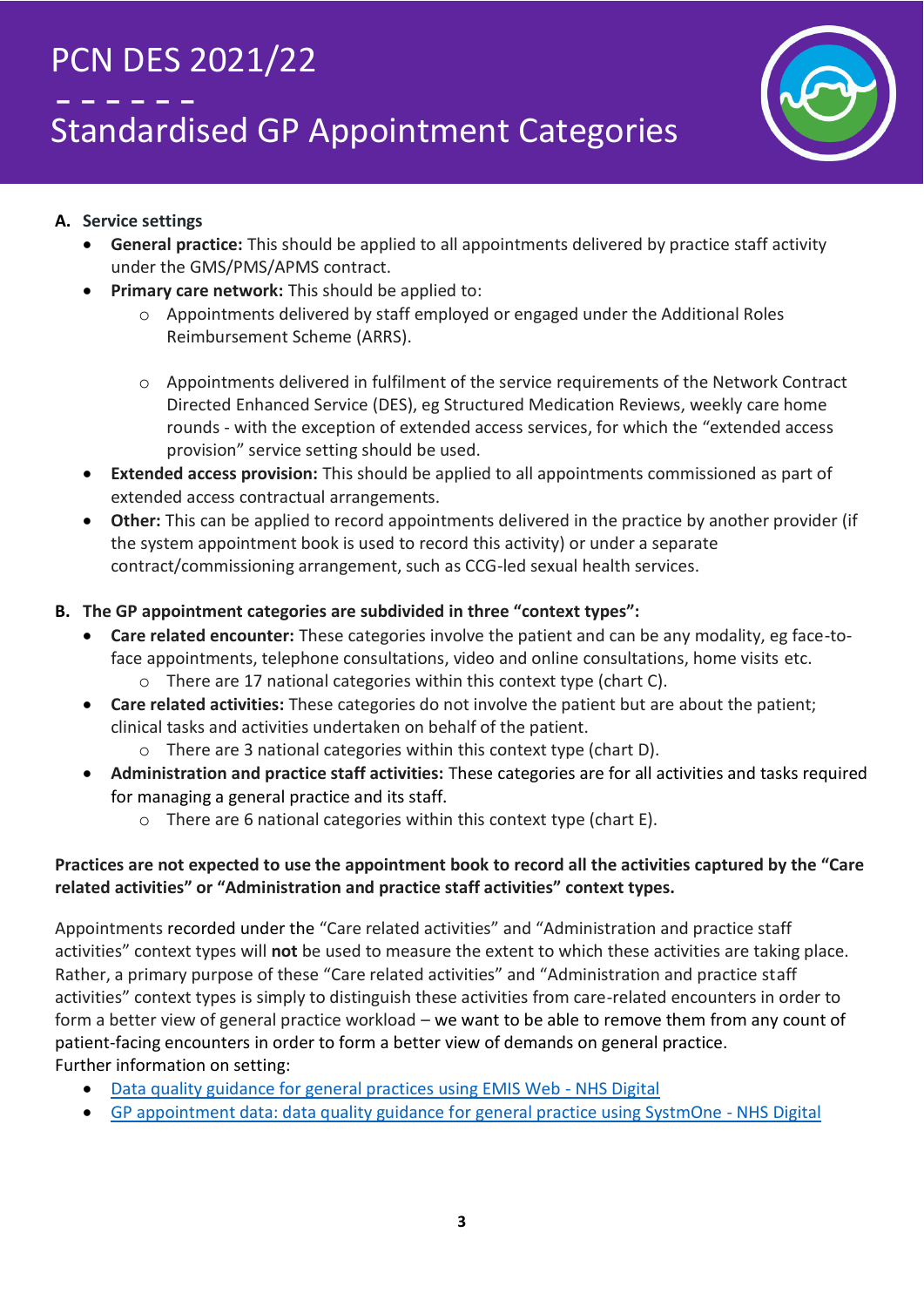# PCN DES 2021/22

## Standardised GP Appointment Categories

**A. Service settings**

- **General practice:** This should be applied to all appointments delivered by practice staff activity under the GMS/PMS/APMS contract.
- **Primary care network:** This should be applied to:
  - Appointments delivered by staff employed or engaged under the Additional Roles Reimbursement Scheme (ARRS).
  - Appointments delivered in fulfilment of the service requirements of the Network Contract Directed Enhanced Service (DES), eg Structured Medication Reviews, weekly care home rounds - with the exception of extended access services, for which the "extended access provision" service setting should be used.
- **Extended access provision:** This should be applied to all appointments commissioned as part of extended access contractual arrangements.
- **Other:** This can be applied to record appointments delivered in the practice by another provider (if the system appointment book is used to record this activity) or under a separate contract/commissioning arrangement, such as CCG-led sexual health services.

**B. The GP appointment categories are subdivided in three "context types":**

- **Care related encounter:** These categories involve the patient and can be any modality, eg face-to-face appointments, telephone consultations, video and online consultations, home visits etc.
  - There are 17 national categories within this context type (chart C).
- **Care related activities:** These categories do not involve the patient but are about the patient; clinical tasks and activities undertaken on behalf of the patient.
  - There are 3 national categories within this context type (chart D).
- **Administration and practice staff activities:** These categories are for all activities and tasks required for managing a general practice and its staff.
  - There are 6 national categories within this context type (chart E).

**Practices are not expected to use the appointment book to record all the activities captured by the "Care related activities" or "Administration and practice staff activities" context types.**

Appointments recorded under the "Care related activities" and "Administration and practice staff activities" context types will **not** be used to measure the extent to which these activities are taking place. Rather, a primary purpose of these "Care related activities" and "Administration and practice staff activities" context types is simply to distinguish these activities from care-related encounters in order to form a better view of general practice workload – we want to be able to remove them from any count of patient-facing encounters in order to form a better view of demands on general practice.
Further information on setting:

- Data quality guidance for general practices using EMIS Web - NHS Digital
- GP appointment data: data quality guidance for general practice using SystmOne - NHS Digital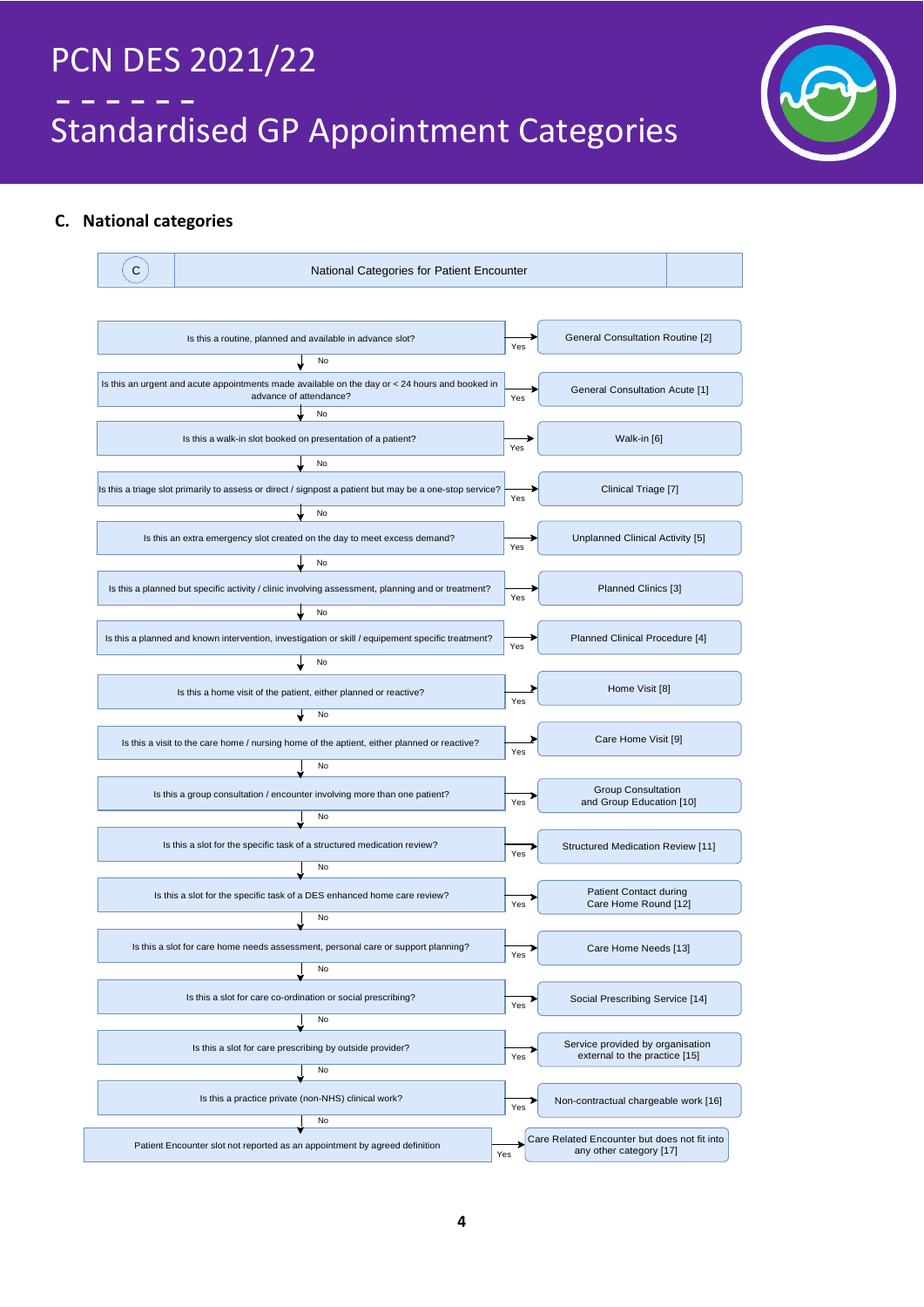# PCN DES 2021/22

# Standardised GP Appointment Categories

## C. National categories

| C | National Categories for Patient Encounter |
|---|---|

| Question | Yes → Category |
|---|---|
| Is this a routine, planned and available in advance slot? | General Consultation Routine [2] |
| No ↓ Is this an urgent and acute appointments made available on the day or < 24 hours and booked in advance of attendance? | General Consultation Acute [1] |
| No ↓ Is this a walk-in slot booked on presentation of a patient? | Walk-in [6] |
| No ↓ Is this a triage slot primarily to assess or direct / signpost a patient but may be a one-stop service? | Clinical Triage [7] |
| No ↓ Is this an extra emergency slot created on the day to meet excess demand? | Unplanned Clinical Activity [5] |
| No ↓ Is this a planned but specific activity / clinic involving assessment, planning and or treatment? | Planned Clinics [3] |
| No ↓ Is this a planned and known intervention, investigation or skill / equipement specific treatment? | Planned Clinical Procedure [4] |
| No ↓ Is this a home visit of the patient, either planned or reactive? | Home Visit [8] |
| No ↓ Is this a visit to the care home / nursing home of the aptient, either planned or reactive? | Care Home Visit [9] |
| No ↓ Is this a group consultation / encounter involving more than one patient? | Group Consultation and Group Education [10] |
| No ↓ Is this a slot for the specific task of a structured medication review? | Structured Medication Review [11] |
| No ↓ Is this a slot for the specific task of a DES enhanced home care review? | Patient Contact during Care Home Round [12] |
| No ↓ Is this a slot for care home needs assessment, personal care or support planning? | Care Home Needs [13] |
| No ↓ Is this a slot for care co-ordination or social prescribing? | Social Prescribing Service [14] |
| No ↓ Is this a slot for care prescribing by outside provider? | Service provided by organisation external to the practice [15] |
| No ↓ Is this a practice private (non-NHS) clinical work? | Non-contractual chargeable work [16] |
| No ↓ Patient Encounter slot not reported as an appointment by agreed definition | Care Related Encounter but does not fit into any other category [17] |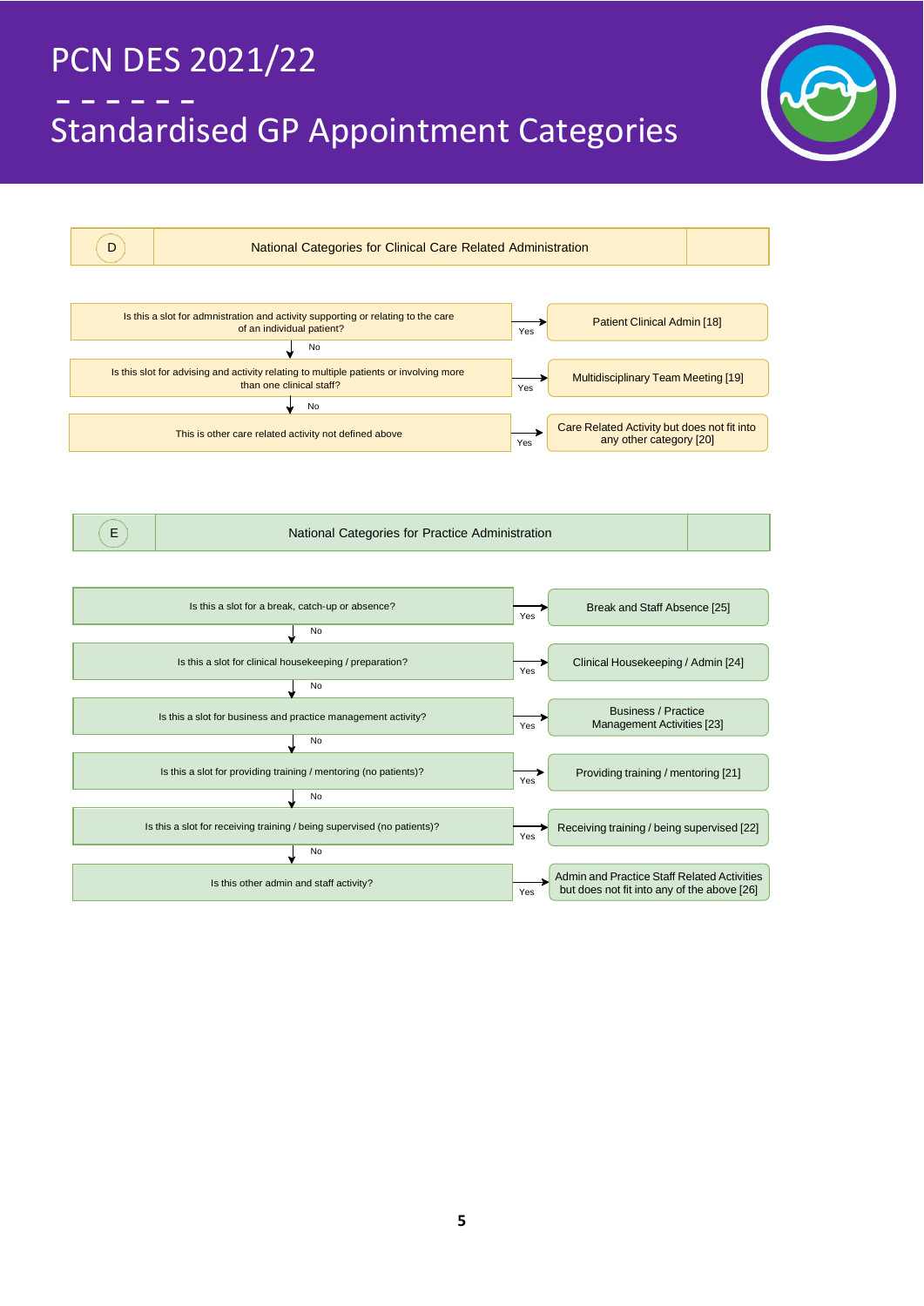# PCN DES 2021/22

## Standardised GP Appointment Categories

### D — National Categories for Clinical Care Related Administration

Is this a slot for admnistration and activity supporting or relating to the care of an individual patient?

Yes → Patient Clinical Admin [18]

No

Is this slot for advising and activity relating to multiple patients or involving more than one clinical staff?

Yes → Multidisciplinary Team Meeting [19]

No

This is other care related activity not defined above

Yes → Care Related Activity but does not fit into any other category [20]

### E — National Categories for Practice Administration

Is this a slot for a break, catch-up or absence?

Yes → Break and Staff Absence [25]

No

Is this a slot for clinical housekeeping / preparation?

Yes → Clinical Housekeeping / Admin [24]

No

Is this a slot for business and practice management activity?

Yes → Business / Practice Management Activities [23]

No

Is this a slot for providing training / mentoring (no patients)?

Yes → Providing training / mentoring [21]

No

Is this a slot for receiving training / being supervised (no patients)?

Yes → Receiving training / being supervised [22]

No

Is this other admin and staff activity?

Yes → Admin and Practice Staff Related Activities but does not fit into any of the above [26]